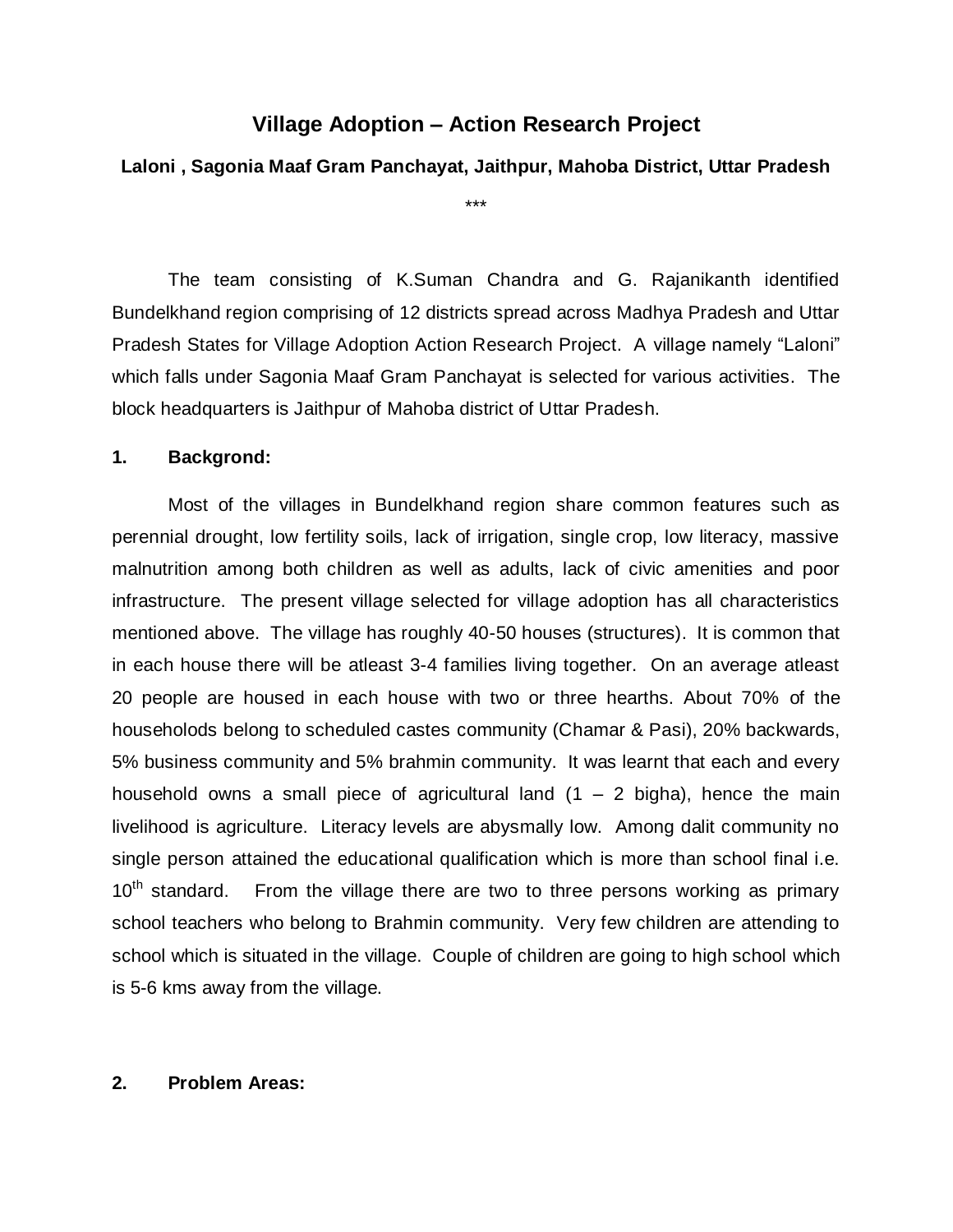# Village Adoption – Action Research Project

**Laloni , Sagonia Maaf Gram Panchayat, Jaithpur, Mahoba District, Uttar Pradesh**

\*\*\*

The team consisting of K.Suman Chandra and G. Rajanikanth identified Bundelkhand region comprising of 12 districts spread across Madhya Pradesh and Uttar Pradesh States for Village Adoption Action Research Project. A village namely "Laloni" which falls under Sagonia Maaf Gram Panchayat is selected for various activities. The block headquarters is Jaithpur of Mahoba district of Uttar Pradesh.

## 1. Backgrond:

Most of the villages in Bundelkhand region share common features such as perennial drought, low fertility soils, lack of irrigation, single crop, low literacy, massive malnutrition among both children as well as adults, lack of civic amenities and poor infrastructure. The present village selected for village adoption has all characteristics mentioned above. The village has roughly 40-50 houses (structures). It is common that in each house there will be atleast 3-4 families living together. On an average atleast 20 people are housed in each house with two or three hearths. About 70% of the househołods belong to scheduled castes community (Chamar & Pasi), 20% backwards, 5% business community and 5% brahmin community. It was learnt that each and every household owns a small piece of agricultural land (1 – 2 bigha), hence the main livelihood is agriculture. Literacy levels are abysmally low. Among dalit community no single person attained the educational qualification which is more than school final i.e. 10th standard. From the village there are two to three persons working as primary school teachers who belong to Brahmin community. Very few children are attending to school which is situated in the village. Couple of children are going to high school which is 5-6 kms away from the village.

## 2. Problem Areas: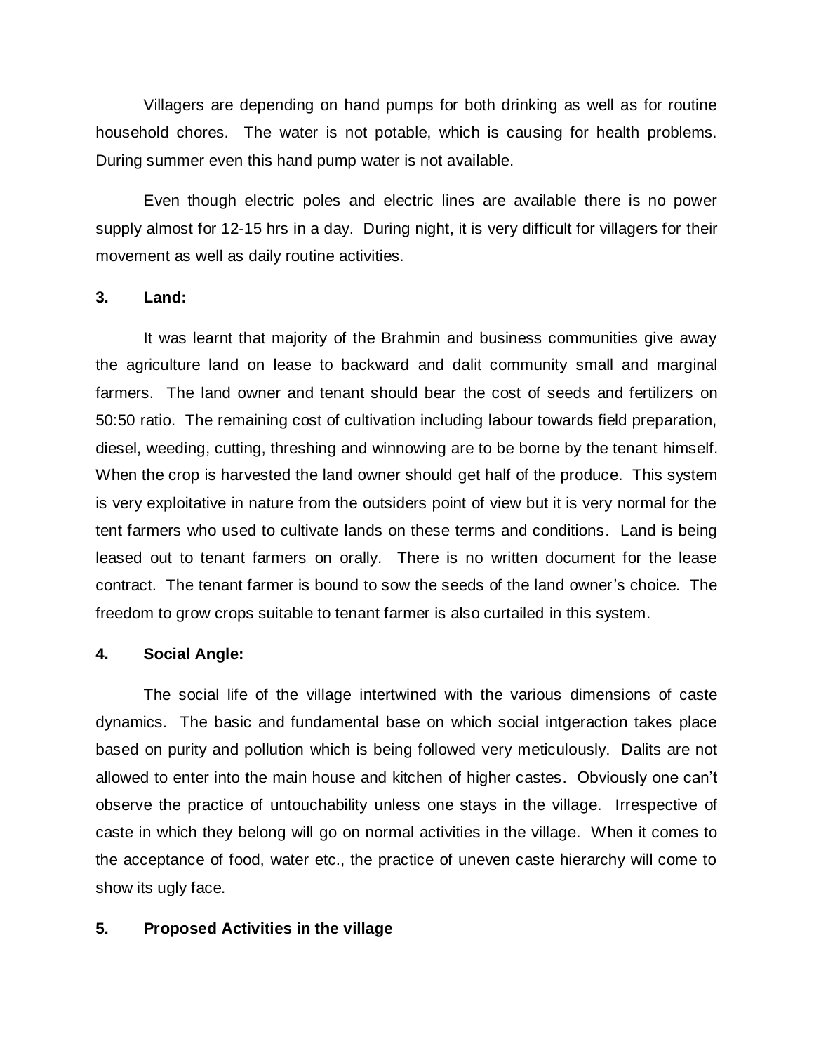Villagers are depending on hand pumps for both drinking as well as for routine household chores. The water is not potable, which is causing for health problems. During summer even this hand pump water is not available.

Even though electric poles and electric lines are available there is no power supply almost for 12-15 hrs in a day. During night, it is very difficult for villagers for their movement as well as daily routine activities.

### 3. Land:

It was learnt that majority of the Brahmin and business communities give away the agriculture land on lease to backward and dalit community small and marginal farmers. The land owner and tenant should bear the cost of seeds and fertilizers on 50:50 ratio. The remaining cost of cultivation including labour towards field preparation, diesel, weeding, cutting, threshing and winnowing are to be borne by the tenant himself. When the crop is harvested the land owner should get half of the produce. This system is very exploitative in nature from the outsiders point of view but it is very normal for the tent farmers who used to cultivate lands on these terms and conditions. Land is being leased out to tenant farmers on orally. There is no written document for the lease contract. The tenant farmer is bound to sow the seeds of the land owner's choice. The freedom to grow crops suitable to tenant farmer is also curtailed in this system.

### 4. Social Angle:

The social life of the village intertwined with the various dimensions of caste dynamics. The basic and fundamental base on which social intgeraction takes place based on purity and pollution which is being followed very meticulously. Dalits are not allowed to enter into the main house and kitchen of higher castes. Obviously one can't observe the practice of untouchability unless one stays in the village. Irrespective of caste in which they belong will go on normal activities in the village. When it comes to the acceptance of food, water etc., the practice of uneven caste hierarchy will come to show its ugly face.

### 5. Proposed Activities in the village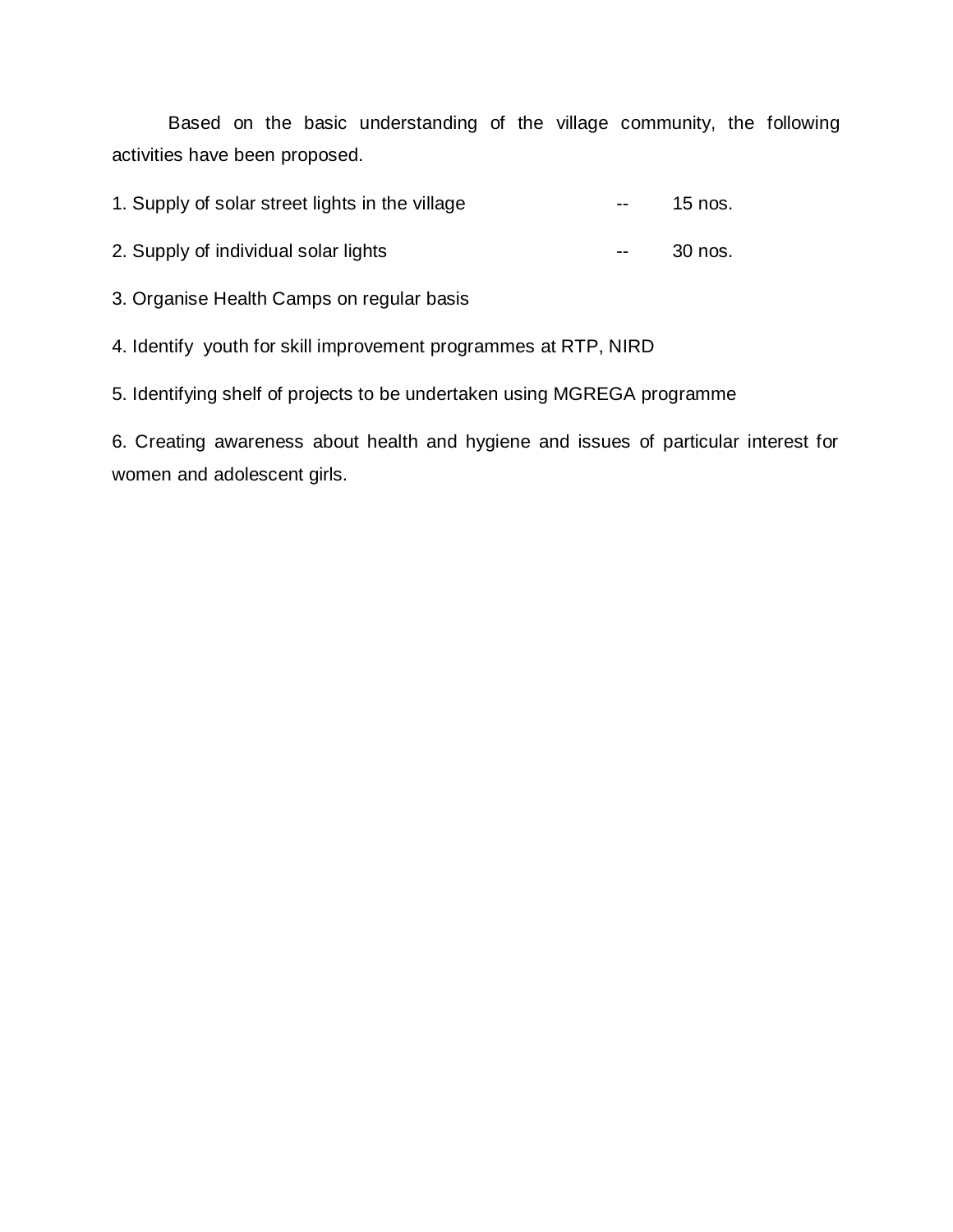Based on the basic understanding of the village community, the following activities have been proposed.

1. Supply of solar street lights in the village -- 15 nos.

2. Supply of individual solar lights -- 30 nos.

3. Organise Health Camps on regular basis

4. Identify youth for skill improvement programmes at RTP, NIRD

5. Identifying shelf of projects to be undertaken using MGREGA programme

6. Creating awareness about health and hygiene and issues of particular interest for women and adolescent girls.